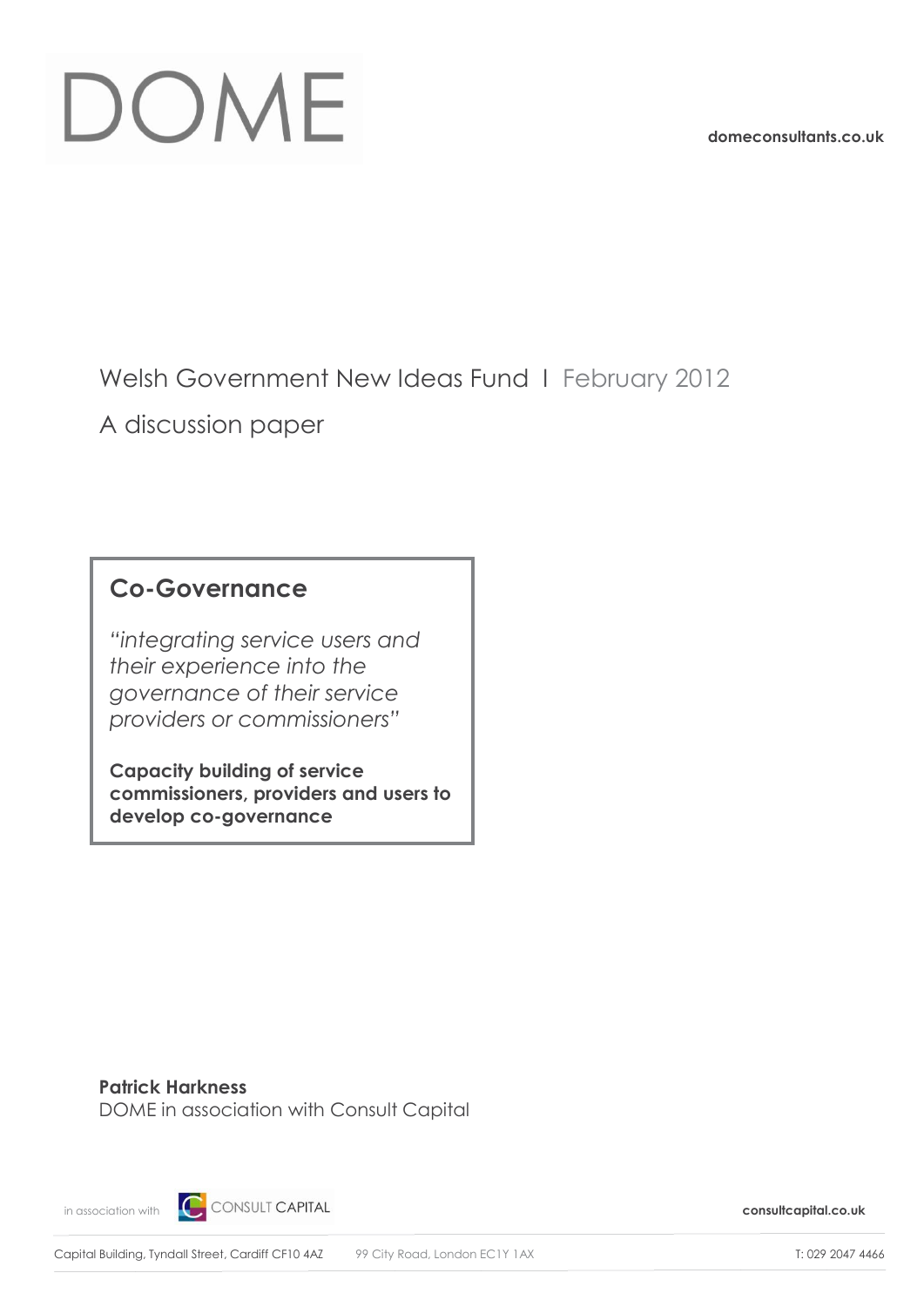# DOME

domeconsultants.co.uk

Welsh Government New Ideas Fund I February 2012

A discussion paper

## Co-Governance

*"integrating service users and their experience into the governance of their service providers or commissioners"*

**Capacity building of service commissioners, providers and users to develop co-governance**

**Patrick Harkness**
DOME in association with Consult Capital

in association with CONSULT CAPITAL

consultcapital.co.uk

Capital Building, Tyndall Street, Cardiff CF10 4AZ    99 City Road, London EC1Y 1AX    T: 029 2047 4466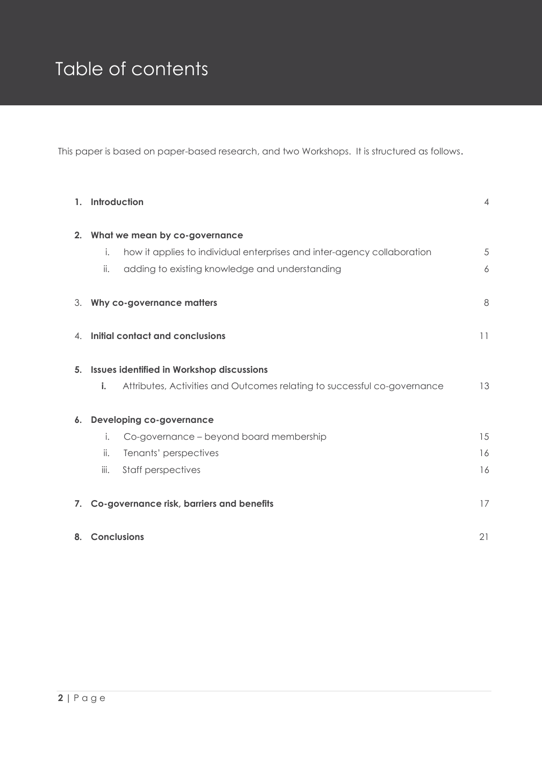# Table of contents

This paper is based on paper-based research, and two Workshops. It is structured as follows.

| | | |
|---|---|---|
| **1. Introduction** | | 4 |
| **2. What we mean by co-governance** | | |
| | i. how it applies to individual enterprises and inter-agency collaboration | 5 |
| | ii. adding to existing knowledge and understanding | 6 |
| 3. **Why co-governance matters** | | 8 |
| 4. **Initial contact and conclusions** | | 11 |
| **5. Issues identified in Workshop discussions** | | |
| | **i.** Attributes, Activities and Outcomes relating to successful co-governance | 13 |
| **6. Developing co-governance** | | |
| | i. Co-governance – beyond board membership | 15 |
| | ii. Tenants' perspectives | 16 |
| | iii. Staff perspectives | 16 |
| **7. Co-governance risk, barriers and benefits** | | 17 |
| **8. Conclusions** | | 21 |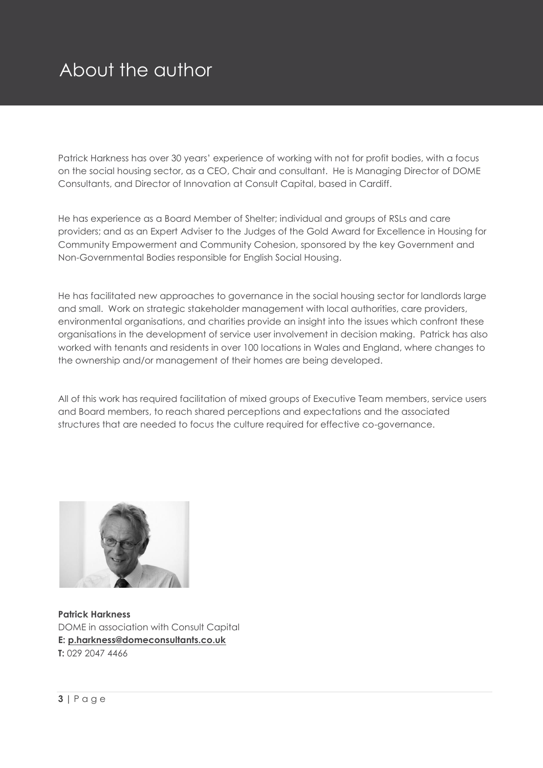# About the author

Patrick Harkness has over 30 years' experience of working with not for profit bodies, with a focus on the social housing sector, as a CEO, Chair and consultant. He is Managing Director of DOME Consultants, and Director of Innovation at Consult Capital, based in Cardiff.

He has experience as a Board Member of Shelter; individual and groups of RSLs and care providers; and as an Expert Adviser to the Judges of the Gold Award for Excellence in Housing for Community Empowerment and Community Cohesion, sponsored by the key Government and Non-Governmental Bodies responsible for English Social Housing.

He has facilitated new approaches to governance in the social housing sector for landlords large and small. Work on strategic stakeholder management with local authorities, care providers, environmental organisations, and charities provide an insight into the issues which confront these organisations in the development of service user involvement in decision making. Patrick has also worked with tenants and residents in over 100 locations in Wales and England, where changes to the ownership and/or management of their homes are being developed.

All of this work has required facilitation of mixed groups of Executive Team members, service users and Board members, to reach shared perceptions and expectations and the associated structures that are needed to focus the culture required for effective co-governance.

**Patrick Harkness**
DOME in association with Consult Capital
**E: p.harkness@domeconsultants.co.uk**
**T:** 029 2047 4466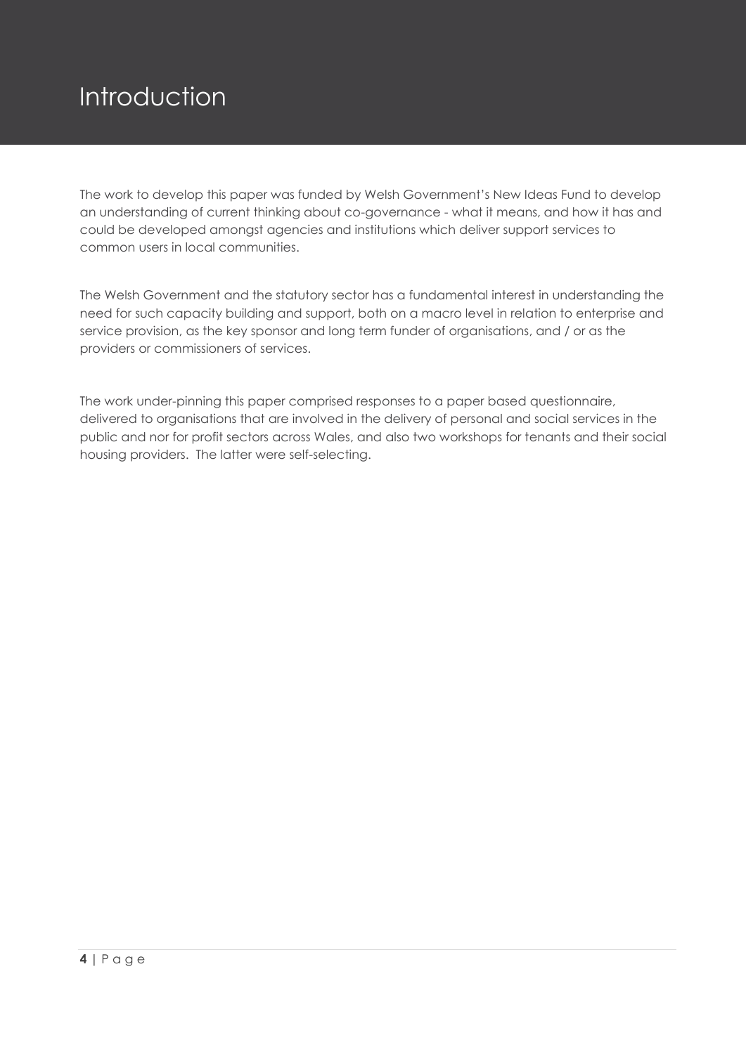# Introduction

The work to develop this paper was funded by Welsh Government's New Ideas Fund to develop an understanding of current thinking about co-governance - what it means, and how it has and could be developed amongst agencies and institutions which deliver support services to common users in local communities.

The Welsh Government and the statutory sector has a fundamental interest in understanding the need for such capacity building and support, both on a macro level in relation to enterprise and service provision, as the key sponsor and long term funder of organisations, and / or as the providers or commissioners of services.

The work under-pinning this paper comprised responses to a paper based questionnaire, delivered to organisations that are involved in the delivery of personal and social services in the public and nor for profit sectors across Wales, and also two workshops for tenants and their social housing providers. The latter were self-selecting.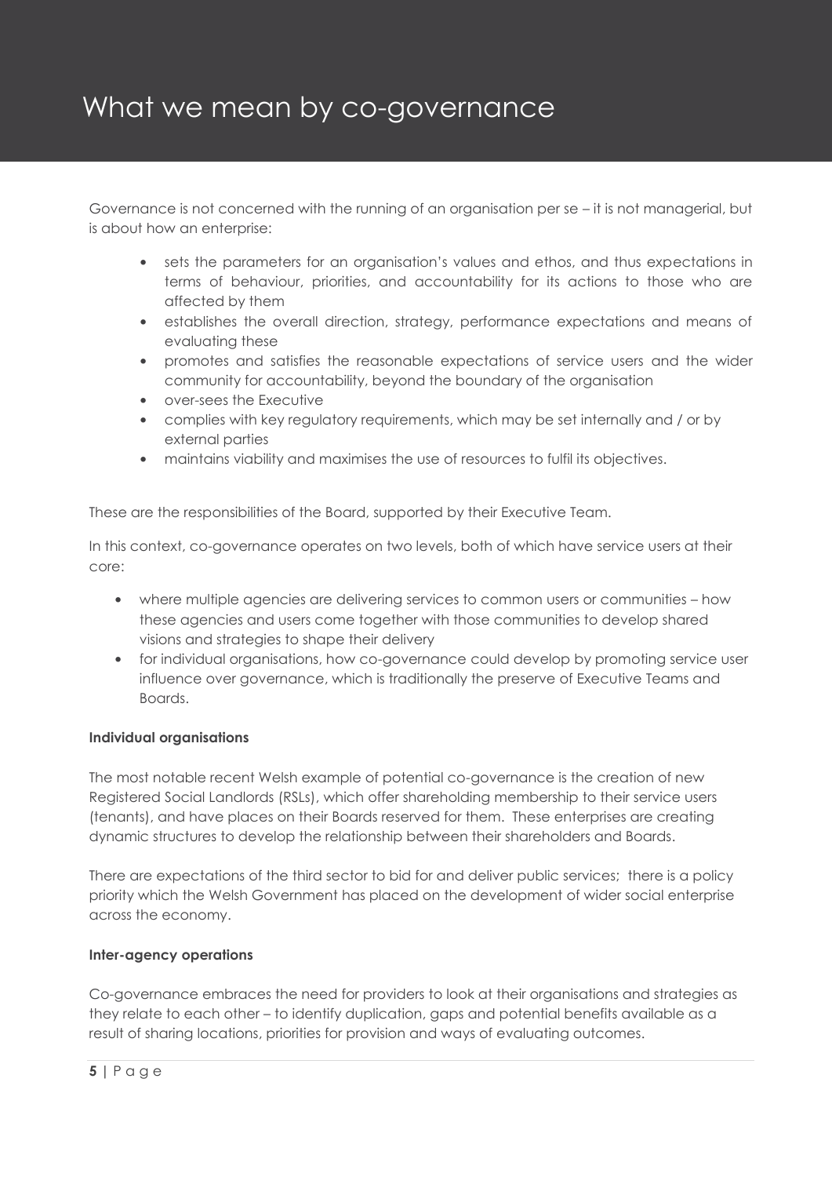# What we mean by co-governance

Governance is not concerned with the running of an organisation per se – it is not managerial, but is about how an enterprise:

- sets the parameters for an organisation's values and ethos, and thus expectations in terms of behaviour, priorities, and accountability for its actions to those who are affected by them
- establishes the overall direction, strategy, performance expectations and means of evaluating these
- promotes and satisfies the reasonable expectations of service users and the wider community for accountability, beyond the boundary of the organisation
- over-sees the Executive
- complies with key regulatory requirements, which may be set internally and / or by external parties
- maintains viability and maximises the use of resources to fulfil its objectives.

These are the responsibilities of the Board, supported by their Executive Team.

In this context, co-governance operates on two levels, both of which have service users at their core:

- where multiple agencies are delivering services to common users or communities – how these agencies and users come together with those communities to develop shared visions and strategies to shape their delivery
- for individual organisations, how co-governance could develop by promoting service user influence over governance, which is traditionally the preserve of Executive Teams and Boards.

**Individual organisations**

The most notable recent Welsh example of potential co-governance is the creation of new Registered Social Landlords (RSLs), which offer shareholding membership to their service users (tenants), and have places on their Boards reserved for them. These enterprises are creating dynamic structures to develop the relationship between their shareholders and Boards.

There are expectations of the third sector to bid for and deliver public services; there is a policy priority which the Welsh Government has placed on the development of wider social enterprise across the economy.

**Inter-agency operations**

Co-governance embraces the need for providers to look at their organisations and strategies as they relate to each other – to identify duplication, gaps and potential benefits available as a result of sharing locations, priorities for provision and ways of evaluating outcomes.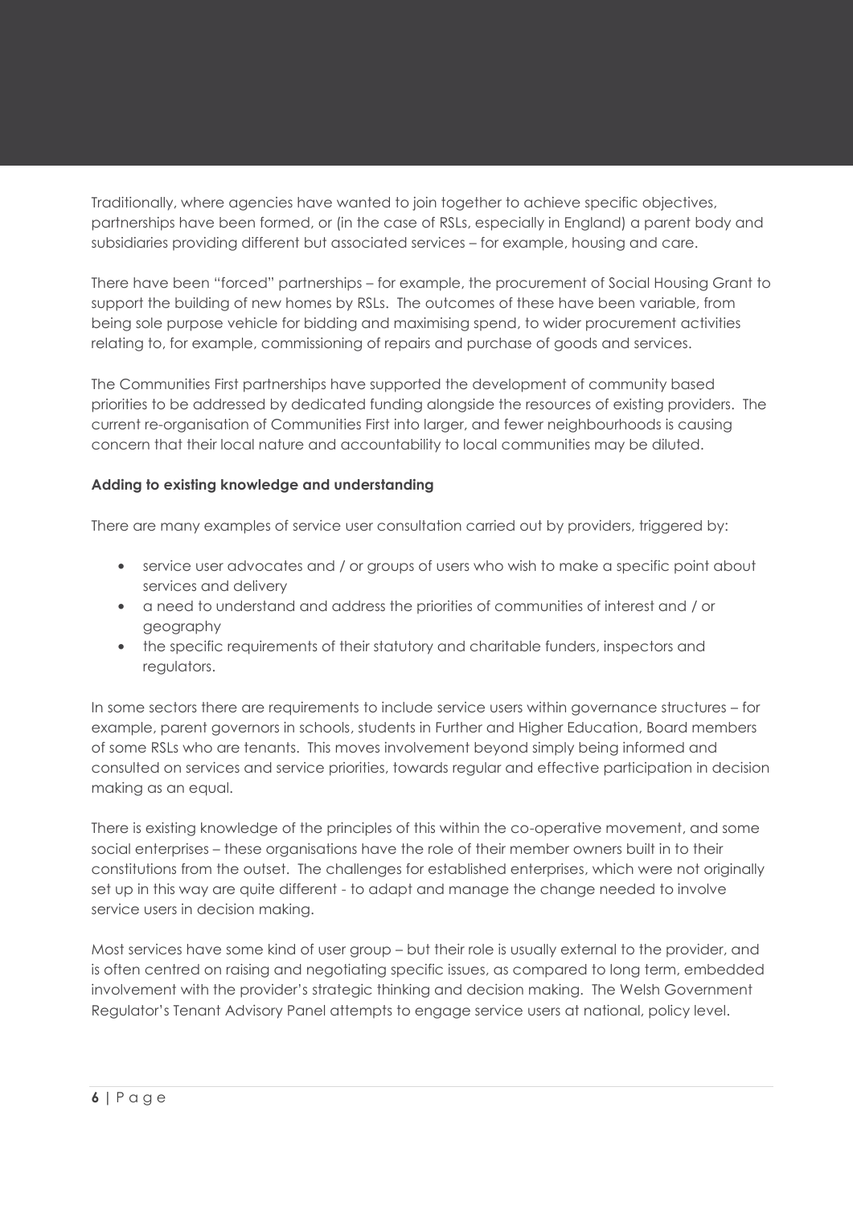Traditionally, where agencies have wanted to join together to achieve specific objectives, partnerships have been formed, or (in the case of RSLs, especially in England) a parent body and subsidiaries providing different but associated services – for example, housing and care.

There have been "forced" partnerships – for example, the procurement of Social Housing Grant to support the building of new homes by RSLs. The outcomes of these have been variable, from being sole purpose vehicle for bidding and maximising spend, to wider procurement activities relating to, for example, commissioning of repairs and purchase of goods and services.

The Communities First partnerships have supported the development of community based priorities to be addressed by dedicated funding alongside the resources of existing providers. The current re-organisation of Communities First into larger, and fewer neighbourhoods is causing concern that their local nature and accountability to local communities may be diluted.

**Adding to existing knowledge and understanding**

There are many examples of service user consultation carried out by providers, triggered by:

- service user advocates and / or groups of users who wish to make a specific point about services and delivery
- a need to understand and address the priorities of communities of interest and / or geography
- the specific requirements of their statutory and charitable funders, inspectors and regulators.

In some sectors there are requirements to include service users within governance structures – for example, parent governors in schools, students in Further and Higher Education, Board members of some RSLs who are tenants. This moves involvement beyond simply being informed and consulted on services and service priorities, towards regular and effective participation in decision making as an equal.

There is existing knowledge of the principles of this within the co-operative movement, and some social enterprises – these organisations have the role of their member owners built in to their constitutions from the outset. The challenges for established enterprises, which were not originally set up in this way are quite different - to adapt and manage the change needed to involve service users in decision making.

Most services have some kind of user group – but their role is usually external to the provider, and is often centred on raising and negotiating specific issues, as compared to long term, embedded involvement with the provider's strategic thinking and decision making. The Welsh Government Regulator's Tenant Advisory Panel attempts to engage service users at national, policy level.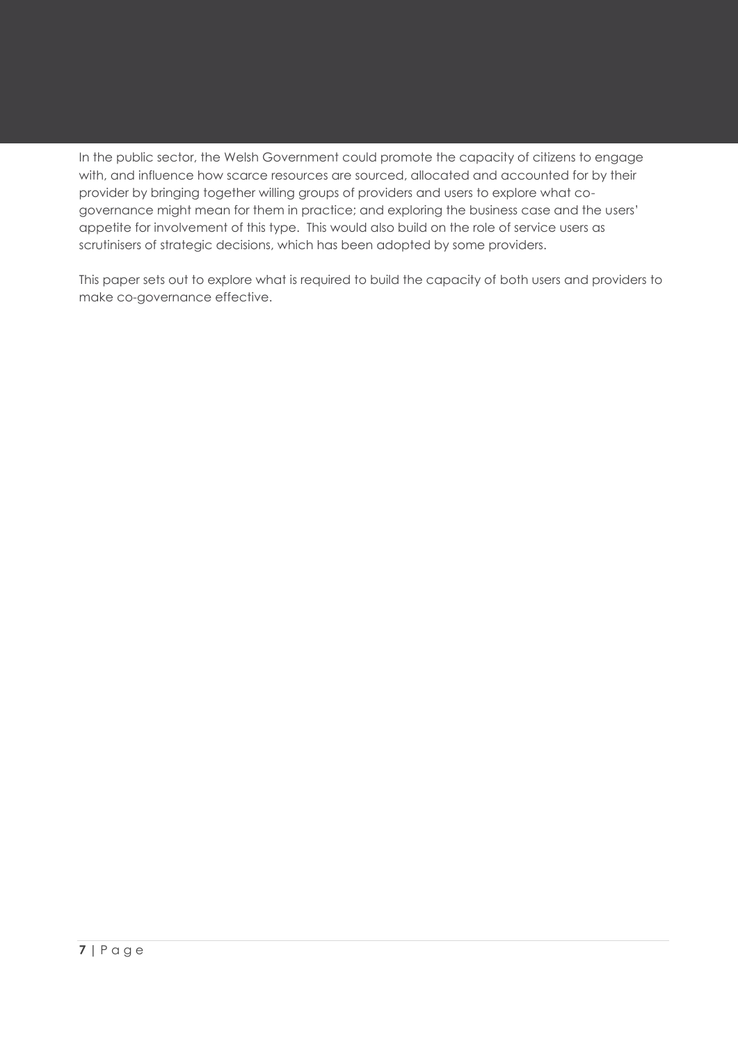In the public sector, the Welsh Government could promote the capacity of citizens to engage with, and influence how scarce resources are sourced, allocated and accounted for by their provider by bringing together willing groups of providers and users to explore what co-governance might mean for them in practice; and exploring the business case and the users' appetite for involvement of this type.  This would also build on the role of service users as scrutinisers of strategic decisions, which has been adopted by some providers.

This paper sets out to explore what is required to build the capacity of both users and providers to make co-governance effective.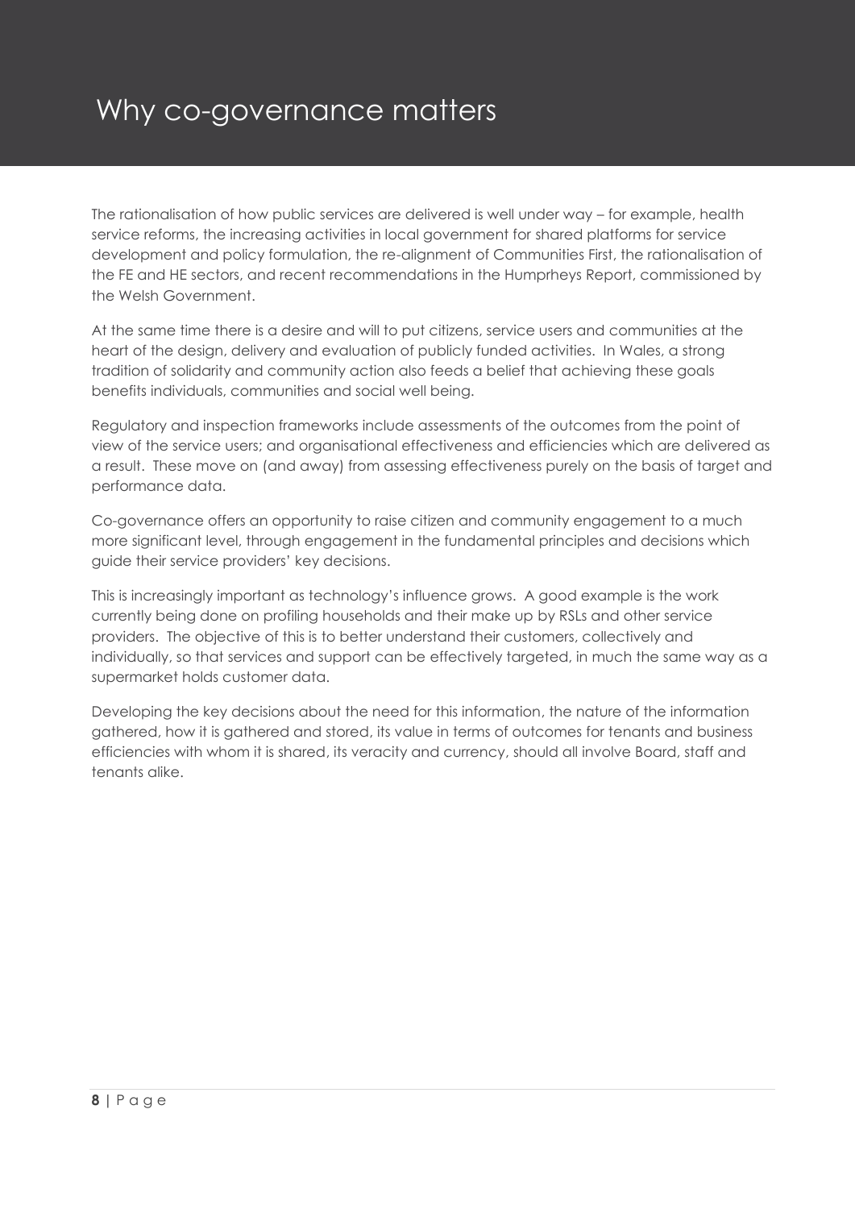# Why co-governance matters

The rationalisation of how public services are delivered is well under way – for example, health service reforms, the increasing activities in local government for shared platforms for service development and policy formulation, the re-alignment of Communities First, the rationalisation of the FE and HE sectors, and recent recommendations in the Humprheys Report, commissioned by the Welsh Government.

At the same time there is a desire and will to put citizens, service users and communities at the heart of the design, delivery and evaluation of publicly funded activities. In Wales, a strong tradition of solidarity and community action also feeds a belief that achieving these goals benefits individuals, communities and social well being.

Regulatory and inspection frameworks include assessments of the outcomes from the point of view of the service users; and organisational effectiveness and efficiencies which are delivered as a result. These move on (and away) from assessing effectiveness purely on the basis of target and performance data.

Co-governance offers an opportunity to raise citizen and community engagement to a much more significant level, through engagement in the fundamental principles and decisions which guide their service providers' key decisions.

This is increasingly important as technology's influence grows. A good example is the work currently being done on profiling households and their make up by RSLs and other service providers. The objective of this is to better understand their customers, collectively and individually, so that services and support can be effectively targeted, in much the same way as a supermarket holds customer data.

Developing the key decisions about the need for this information, the nature of the information gathered, how it is gathered and stored, its value in terms of outcomes for tenants and business efficiencies with whom it is shared, its veracity and currency, should all involve Board, staff and tenants alike.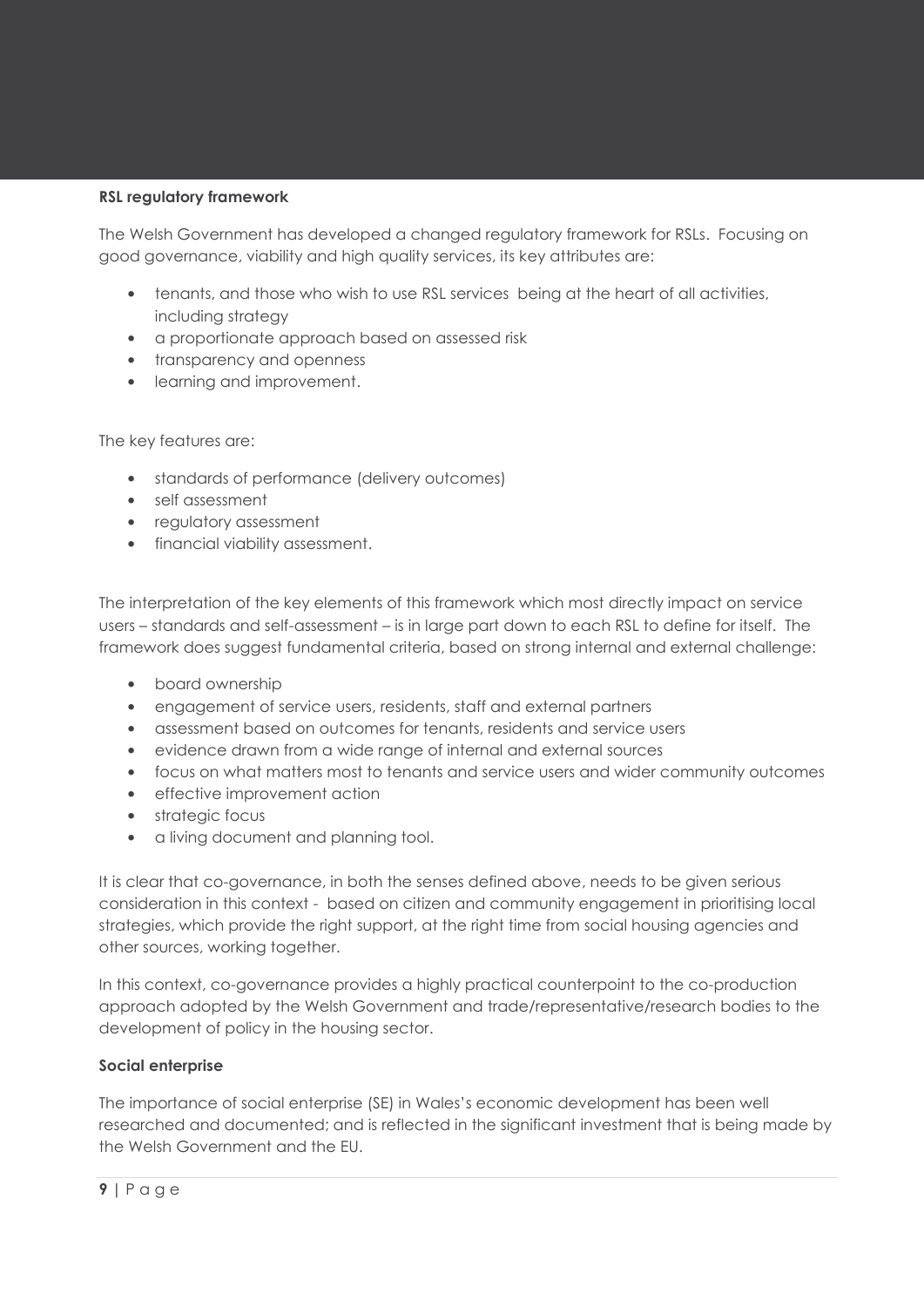**RSL regulatory framework**

The Welsh Government has developed a changed regulatory framework for RSLs. Focusing on good governance, viability and high quality services, its key attributes are:

- tenants, and those who wish to use RSL services being at the heart of all activities, including strategy
- a proportionate approach based on assessed risk
- transparency and openness
- learning and improvement.

The key features are:

- standards of performance (delivery outcomes)
- self assessment
- regulatory assessment
- financial viability assessment.

The interpretation of the key elements of this framework which most directly impact on service users – standards and self-assessment – is in large part down to each RSL to define for itself. The framework does suggest fundamental criteria, based on strong internal and external challenge:

- board ownership
- engagement of service users, residents, staff and external partners
- assessment based on outcomes for tenants, residents and service users
- evidence drawn from a wide range of internal and external sources
- focus on what matters most to tenants and service users and wider community outcomes
- effective improvement action
- strategic focus
- a living document and planning tool.

It is clear that co-governance, in both the senses defined above, needs to be given serious consideration in this context - based on citizen and community engagement in prioritising local strategies, which provide the right support, at the right time from social housing agencies and other sources, working together.

In this context, co-governance provides a highly practical counterpoint to the co-production approach adopted by the Welsh Government and trade/representative/research bodies to the development of policy in the housing sector.

**Social enterprise**

The importance of social enterprise (SE) in Wales's economic development has been well researched and documented; and is reflected in the significant investment that is being made by the Welsh Government and the EU.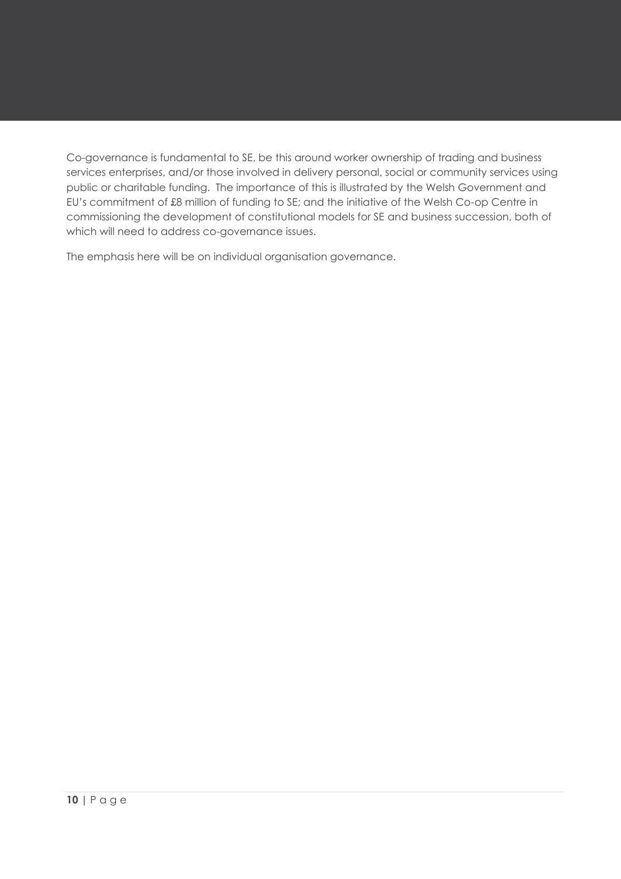Co-governance is fundamental to SE, be this around worker ownership of trading and business services enterprises, and/or those involved in delivery personal, social or community services using public or charitable funding. The importance of this is illustrated by the Welsh Government and EU's commitment of £8 million of funding to SE; and the initiative of the Welsh Co-op Centre in commissioning the development of constitutional models for SE and business succession, both of which will need to address co-governance issues.

The emphasis here will be on individual organisation governance.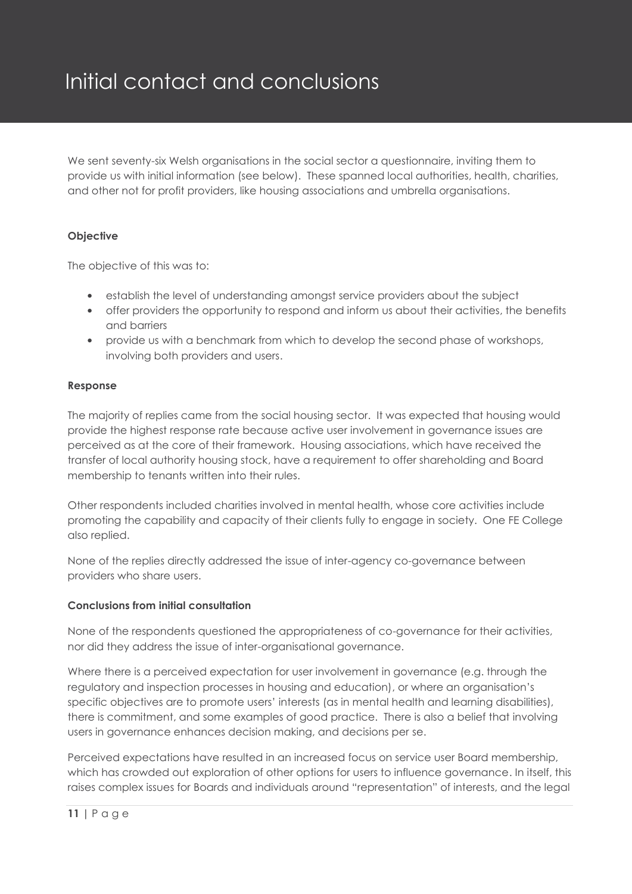# Initial contact and conclusions

We sent seventy-six Welsh organisations in the social sector a questionnaire, inviting them to provide us with initial information (see below). These spanned local authorities, health, charities, and other not for profit providers, like housing associations and umbrella organisations.

**Objective**

The objective of this was to:

- establish the level of understanding amongst service providers about the subject
- offer providers the opportunity to respond and inform us about their activities, the benefits and barriers
- provide us with a benchmark from which to develop the second phase of workshops, involving both providers and users.

**Response**

The majority of replies came from the social housing sector. It was expected that housing would provide the highest response rate because active user involvement in governance issues are perceived as at the core of their framework. Housing associations, which have received the transfer of local authority housing stock, have a requirement to offer shareholding and Board membership to tenants written into their rules.

Other respondents included charities involved in mental health, whose core activities include promoting the capability and capacity of their clients fully to engage in society. One FE College also replied.

None of the replies directly addressed the issue of inter-agency co-governance between providers who share users.

**Conclusions from initial consultation**

None of the respondents questioned the appropriateness of co-governance for their activities, nor did they address the issue of inter-organisational governance.

Where there is a perceived expectation for user involvement in governance (e.g. through the regulatory and inspection processes in housing and education), or where an organisation's specific objectives are to promote users' interests (as in mental health and learning disabilities), there is commitment, and some examples of good practice. There is also a belief that involving users in governance enhances decision making, and decisions per se.

Perceived expectations have resulted in an increased focus on service user Board membership, which has crowded out exploration of other options for users to influence governance. In itself, this raises complex issues for Boards and individuals around "representation" of interests, and the legal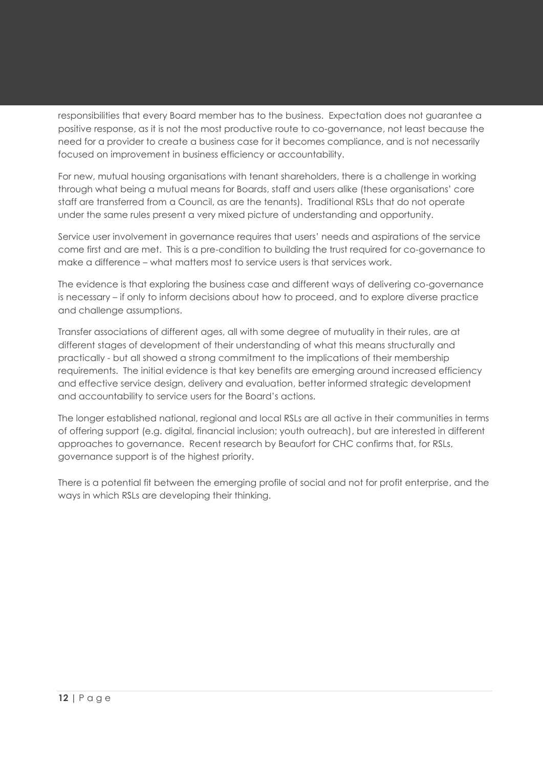responsibilities that every Board member has to the business. Expectation does not guarantee a positive response, as it is not the most productive route to co-governance, not least because the need for a provider to create a business case for it becomes compliance, and is not necessarily focused on improvement in business efficiency or accountability.

For new, mutual housing organisations with tenant shareholders, there is a challenge in working through what being a mutual means for Boards, staff and users alike (these organisations' core staff are transferred from a Council, as are the tenants). Traditional RSLs that do not operate under the same rules present a very mixed picture of understanding and opportunity.

Service user involvement in governance requires that users' needs and aspirations of the service come first and are met. This is a pre-condition to building the trust required for co-governance to make a difference – what matters most to service users is that services work.

The evidence is that exploring the business case and different ways of delivering co-governance is necessary – if only to inform decisions about how to proceed, and to explore diverse practice and challenge assumptions.

Transfer associations of different ages, all with some degree of mutuality in their rules, are at different stages of development of their understanding of what this means structurally and practically - but all showed a strong commitment to the implications of their membership requirements. The initial evidence is that key benefits are emerging around increased efficiency and effective service design, delivery and evaluation, better informed strategic development and accountability to service users for the Board's actions.

The longer established national, regional and local RSLs are all active in their communities in terms of offering support (e.g. digital, financial inclusion; youth outreach), but are interested in different approaches to governance. Recent research by Beaufort for CHC confirms that, for RSLs, governance support is of the highest priority.

There is a potential fit between the emerging profile of social and not for profit enterprise, and the ways in which RSLs are developing their thinking.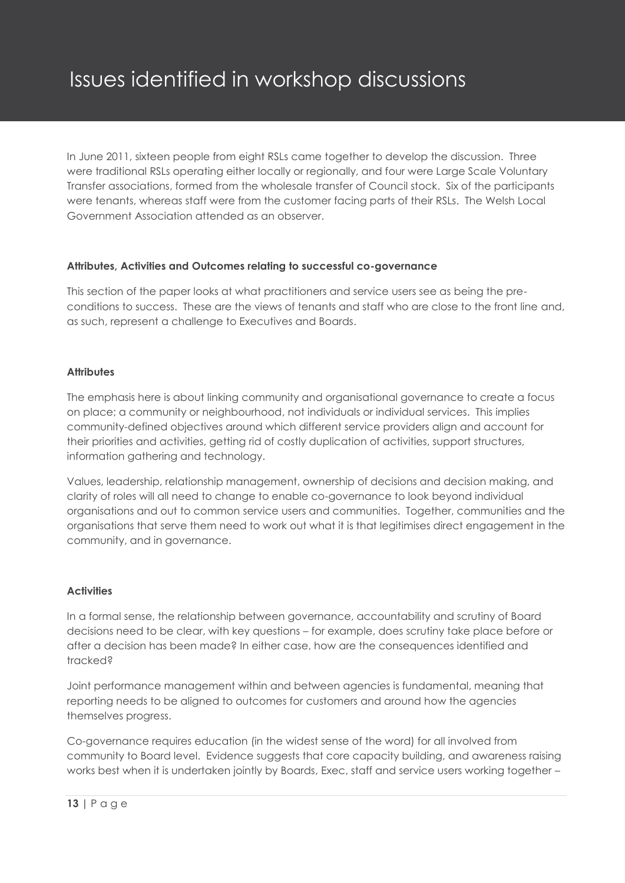# Issues identified in workshop discussions

In June 2011, sixteen people from eight RSLs came together to develop the discussion. Three were traditional RSLs operating either locally or regionally, and four were Large Scale Voluntary Transfer associations, formed from the wholesale transfer of Council stock. Six of the participants were tenants, whereas staff were from the customer facing parts of their RSLs. The Welsh Local Government Association attended as an observer.

**Attributes, Activities and Outcomes relating to successful co-governance**

This section of the paper looks at what practitioners and service users see as being the pre-conditions to success. These are the views of tenants and staff who are close to the front line and, as such, represent a challenge to Executives and Boards.

**Attributes**

The emphasis here is about linking community and organisational governance to create a focus on place; a community or neighbourhood, not individuals or individual services. This implies community-defined objectives around which different service providers align and account for their priorities and activities, getting rid of costly duplication of activities, support structures, information gathering and technology.

Values, leadership, relationship management, ownership of decisions and decision making, and clarity of roles will all need to change to enable co-governance to look beyond individual organisations and out to common service users and communities. Together, communities and the organisations that serve them need to work out what it is that legitimises direct engagement in the community, and in governance.

**Activities**

In a formal sense, the relationship between governance, accountability and scrutiny of Board decisions need to be clear, with key questions – for example, does scrutiny take place before or after a decision has been made? In either case, how are the consequences identified and tracked?

Joint performance management within and between agencies is fundamental, meaning that reporting needs to be aligned to outcomes for customers and around how the agencies themselves progress.

Co-governance requires education (in the widest sense of the word) for all involved from community to Board level. Evidence suggests that core capacity building, and awareness raising works best when it is undertaken jointly by Boards, Exec, staff and service users working together –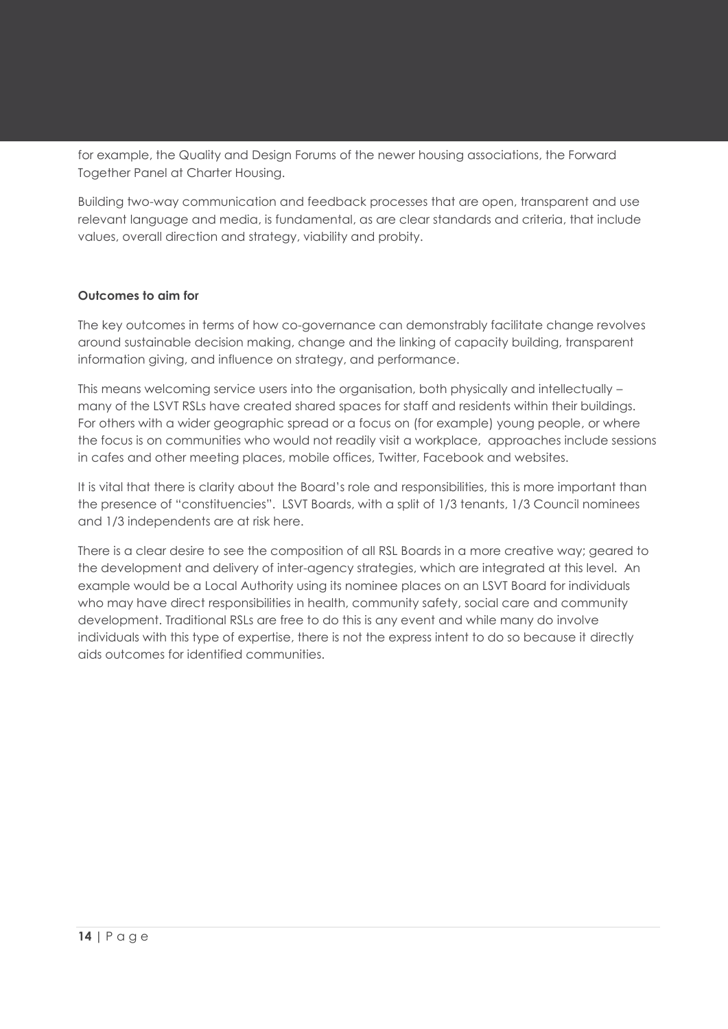for example, the Quality and Design Forums of the newer housing associations, the Forward Together Panel at Charter Housing.

Building two-way communication and feedback processes that are open, transparent and use relevant language and media, is fundamental, as are clear standards and criteria, that include values, overall direction and strategy, viability and probity.

**Outcomes to aim for**

The key outcomes in terms of how co-governance can demonstrably facilitate change revolves around sustainable decision making, change and the linking of capacity building, transparent information giving, and influence on strategy, and performance.

This means welcoming service users into the organisation, both physically and intellectually – many of the LSVT RSLs have created shared spaces for staff and residents within their buildings. For others with a wider geographic spread or a focus on (for example) young people, or where the focus is on communities who would not readily visit a workplace, approaches include sessions in cafes and other meeting places, mobile offices, Twitter, Facebook and websites.

It is vital that there is clarity about the Board's role and responsibilities, this is more important than the presence of "constituencies". LSVT Boards, with a split of 1/3 tenants, 1/3 Council nominees and 1/3 independents are at risk here.

There is a clear desire to see the composition of all RSL Boards in a more creative way; geared to the development and delivery of inter-agency strategies, which are integrated at this level. An example would be a Local Authority using its nominee places on an LSVT Board for individuals who may have direct responsibilities in health, community safety, social care and community development. Traditional RSLs are free to do this is any event and while many do involve individuals with this type of expertise, there is not the express intent to do so because it directly aids outcomes for identified communities.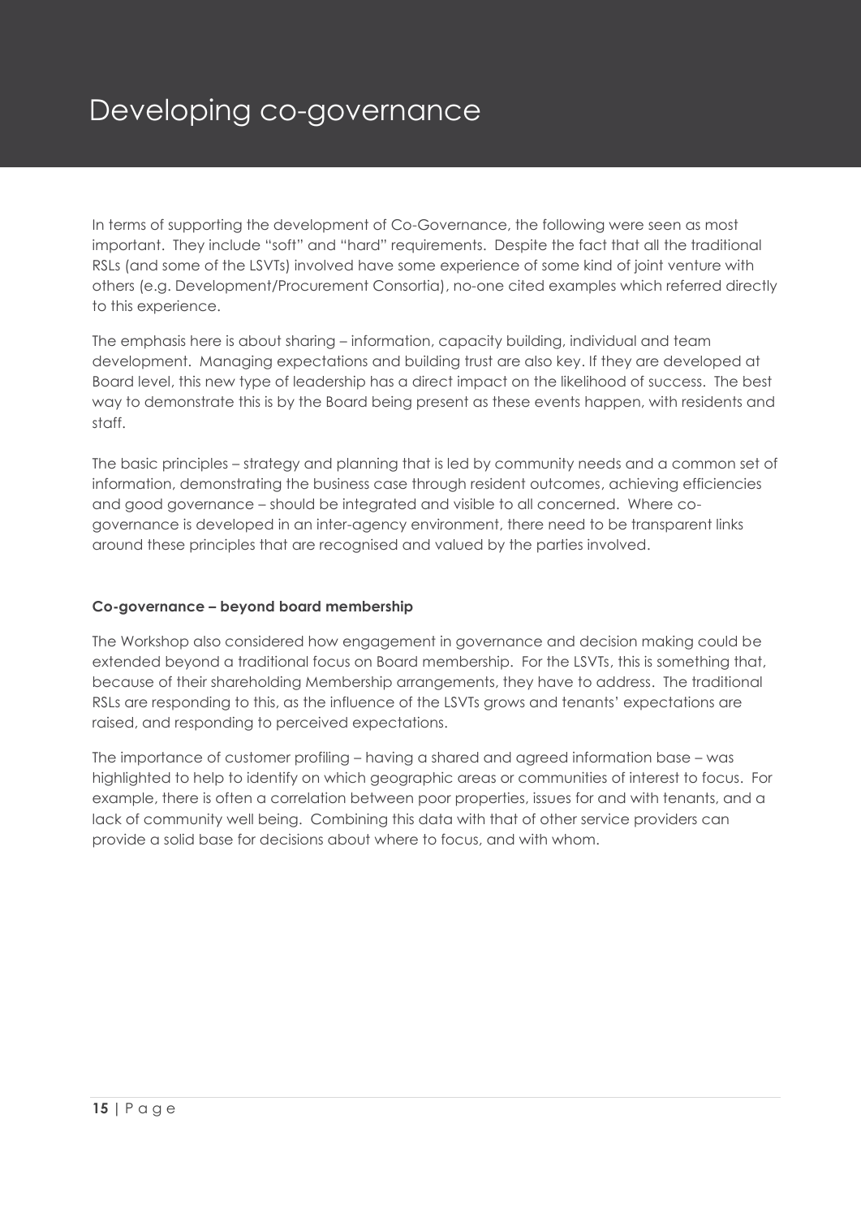# Developing co-governance

In terms of supporting the development of Co-Governance, the following were seen as most important. They include "soft" and "hard" requirements. Despite the fact that all the traditional RSLs (and some of the LSVTs) involved have some experience of some kind of joint venture with others (e.g. Development/Procurement Consortia), no-one cited examples which referred directly to this experience.

The emphasis here is about sharing – information, capacity building, individual and team development. Managing expectations and building trust are also key. If they are developed at Board level, this new type of leadership has a direct impact on the likelihood of success. The best way to demonstrate this is by the Board being present as these events happen, with residents and staff.

The basic principles – strategy and planning that is led by community needs and a common set of information, demonstrating the business case through resident outcomes, achieving efficiencies and good governance – should be integrated and visible to all concerned. Where co-governance is developed in an inter-agency environment, there need to be transparent links around these principles that are recognised and valued by the parties involved.

**Co-governance – beyond board membership**

The Workshop also considered how engagement in governance and decision making could be extended beyond a traditional focus on Board membership. For the LSVTs, this is something that, because of their shareholding Membership arrangements, they have to address. The traditional RSLs are responding to this, as the influence of the LSVTs grows and tenants' expectations are raised, and responding to perceived expectations.

The importance of customer profiling – having a shared and agreed information base – was highlighted to help to identify on which geographic areas or communities of interest to focus. For example, there is often a correlation between poor properties, issues for and with tenants, and a lack of community well being. Combining this data with that of other service providers can provide a solid base for decisions about where to focus, and with whom.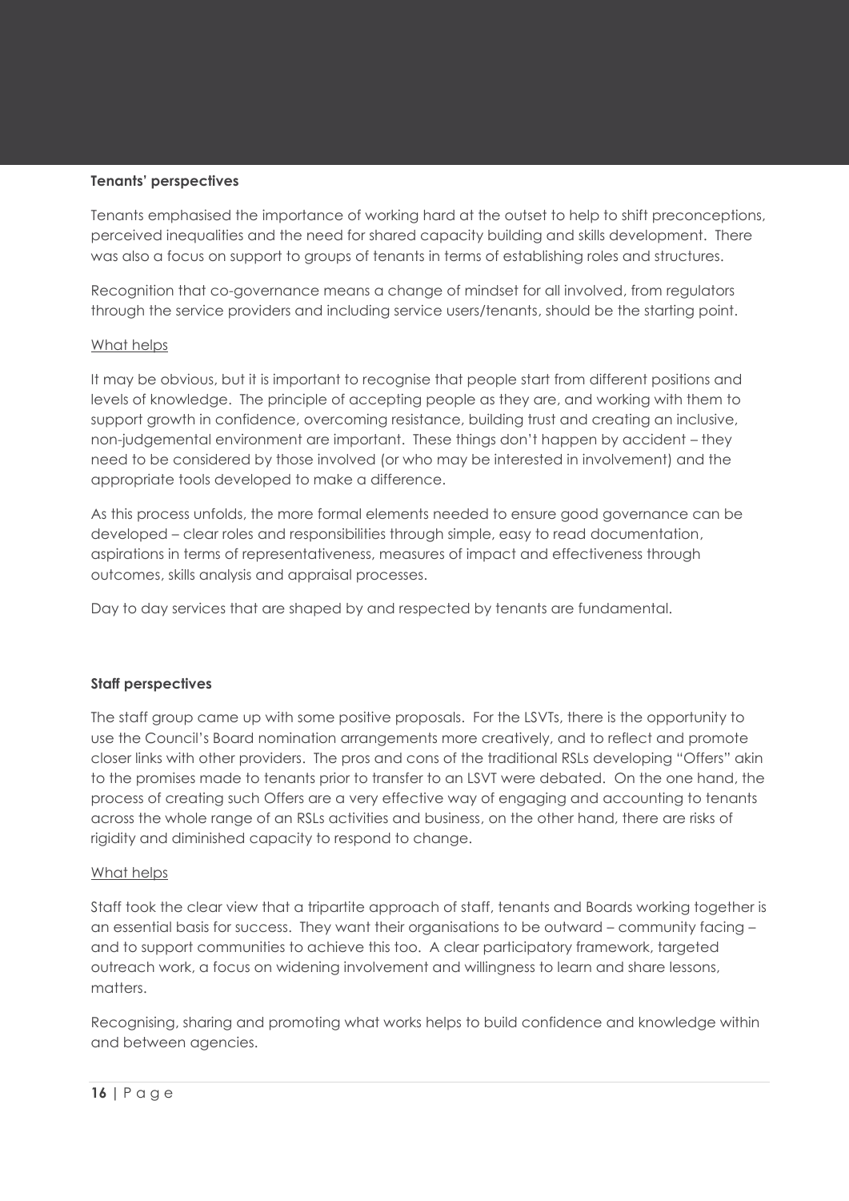**Tenants' perspectives**

Tenants emphasised the importance of working hard at the outset to help to shift preconceptions, perceived inequalities and the need for shared capacity building and skills development. There was also a focus on support to groups of tenants in terms of establishing roles and structures.

Recognition that co-governance means a change of mindset for all involved, from regulators through the service providers and including service users/tenants, should be the starting point.

<u>What helps</u>

It may be obvious, but it is important to recognise that people start from different positions and levels of knowledge. The principle of accepting people as they are, and working with them to support growth in confidence, overcoming resistance, building trust and creating an inclusive, non-judgemental environment are important. These things don't happen by accident – they need to be considered by those involved (or who may be interested in involvement) and the appropriate tools developed to make a difference.

As this process unfolds, the more formal elements needed to ensure good governance can be developed – clear roles and responsibilities through simple, easy to read documentation, aspirations in terms of representativeness, measures of impact and effectiveness through outcomes, skills analysis and appraisal processes.

Day to day services that are shaped by and respected by tenants are fundamental.

**Staff perspectives**

The staff group came up with some positive proposals. For the LSVTs, there is the opportunity to use the Council's Board nomination arrangements more creatively, and to reflect and promote closer links with other providers. The pros and cons of the traditional RSLs developing "Offers" akin to the promises made to tenants prior to transfer to an LSVT were debated. On the one hand, the process of creating such Offers are a very effective way of engaging and accounting to tenants across the whole range of an RSLs activities and business, on the other hand, there are risks of rigidity and diminished capacity to respond to change.

<u>What helps</u>

Staff took the clear view that a tripartite approach of staff, tenants and Boards working together is an essential basis for success. They want their organisations to be outward – community facing – and to support communities to achieve this too. A clear participatory framework, targeted outreach work, a focus on widening involvement and willingness to learn and share lessons, matters.

Recognising, sharing and promoting what works helps to build confidence and knowledge within and between agencies.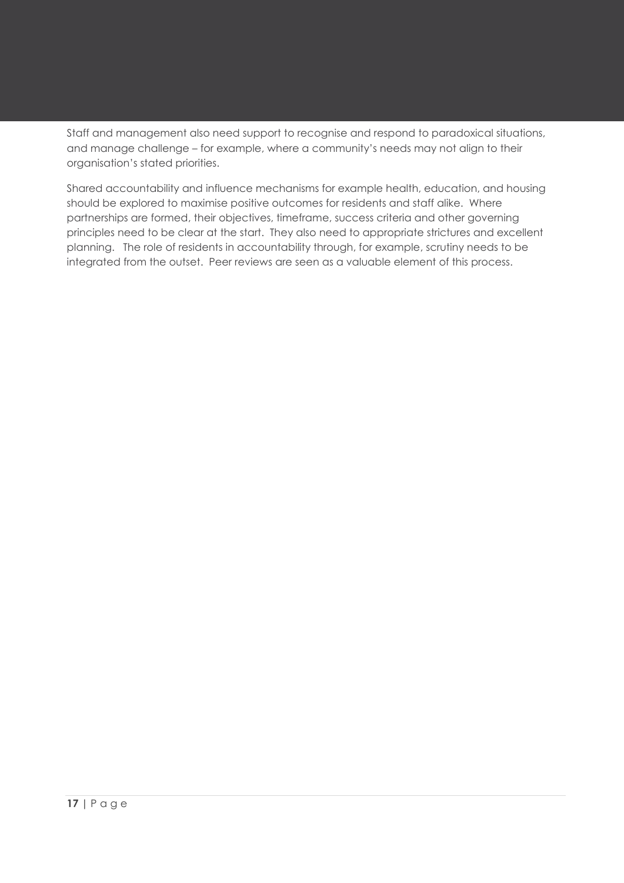Staff and management also need support to recognise and respond to paradoxical situations, and manage challenge – for example, where a community's needs may not align to their organisation's stated priorities.

Shared accountability and influence mechanisms for example health, education, and housing should be explored to maximise positive outcomes for residents and staff alike. Where partnerships are formed, their objectives, timeframe, success criteria and other governing principles need to be clear at the start. They also need to appropriate strictures and excellent planning. The role of residents in accountability through, for example, scrutiny needs to be integrated from the outset. Peer reviews are seen as a valuable element of this process.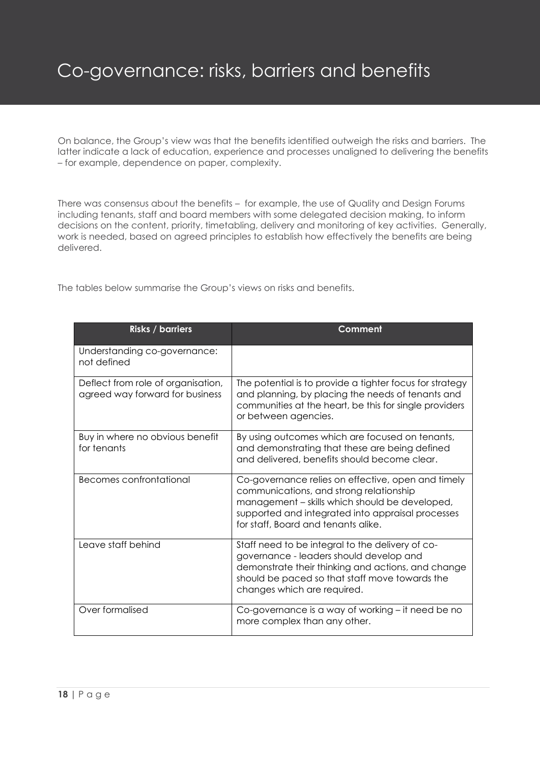# Co-governance: risks, barriers and benefits

On balance, the Group's view was that the benefits identified outweigh the risks and barriers. The latter indicate a lack of education, experience and processes unaligned to delivering the benefits – for example, dependence on paper, complexity.

There was consensus about the benefits – for example, the use of Quality and Design Forums including tenants, staff and board members with some delegated decision making, to inform decisions on the content, priority, timetabling, delivery and monitoring of key activities. Generally, work is needed, based on agreed principles to establish how effectively the benefits are being delivered.

The tables below summarise the Group's views on risks and benefits.

| Risks / barriers | Comment |
|---|---|
| Understanding co-governance: not defined | |
| Deflect from role of organisation, agreed way forward for business | The potential is to provide a tighter focus for strategy and planning, by placing the needs of tenants and communities at the heart, be this for single providers or between agencies. |
| Buy in where no obvious benefit for tenants | By using outcomes which are focused on tenants, and demonstrating that these are being defined and delivered, benefits should become clear. |
| Becomes confrontational | Co-governance relies on effective, open and timely communications, and strong relationship management – skills which should be developed, supported and integrated into appraisal processes for staff, Board and tenants alike. |
| Leave staff behind | Staff need to be integral to the delivery of co-governance - leaders should develop and demonstrate their thinking and actions, and change should be paced so that staff move towards the changes which are required. |
| Over formalised | Co-governance is a way of working – it need be no more complex than any other. |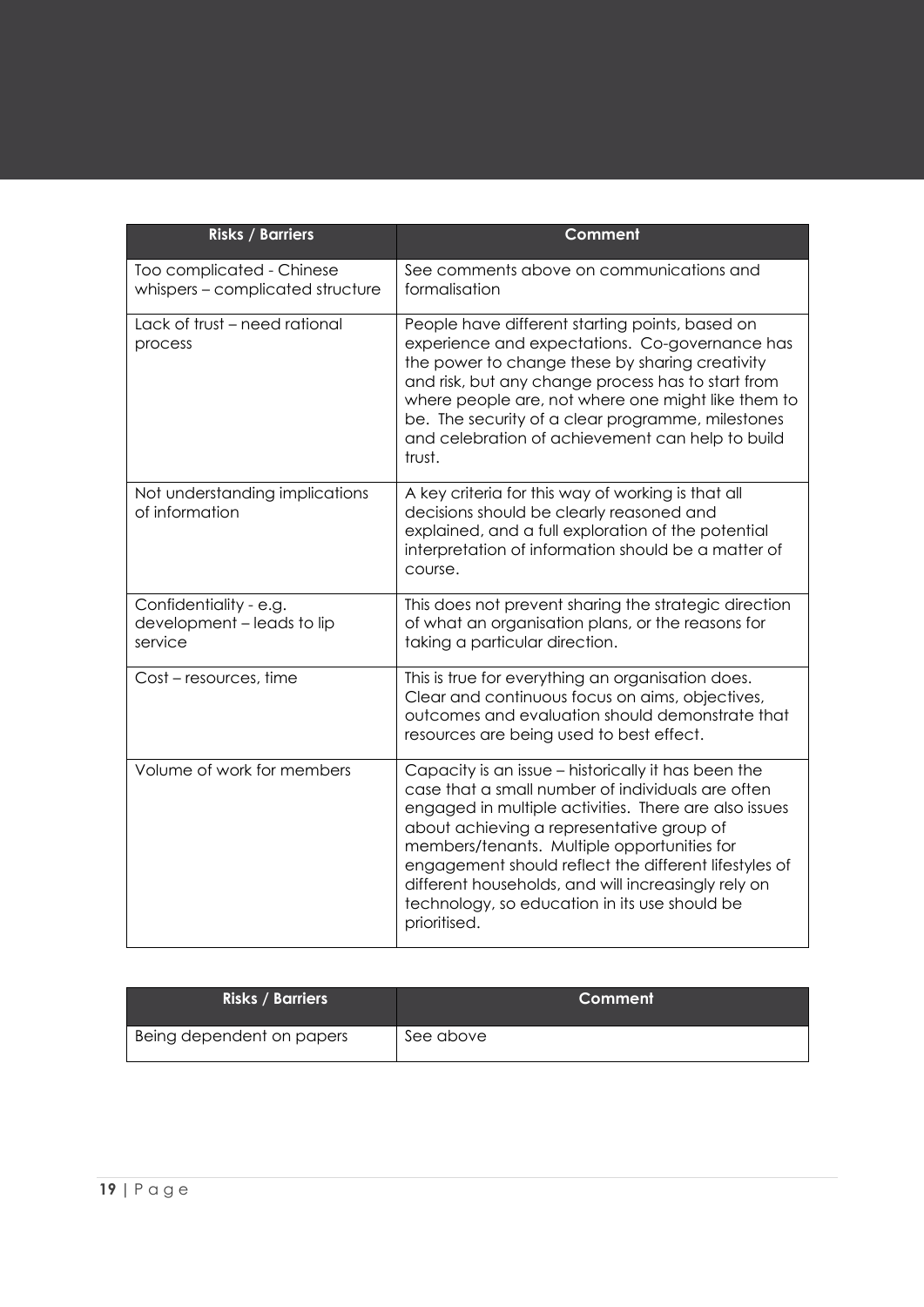| Risks / Barriers | Comment |
| --- | --- |
| Too complicated - Chinese whispers – complicated structure | See comments above on communications and formalisation |
| Lack of trust – need rational process | People have different starting points, based on experience and expectations. Co-governance has the power to change these by sharing creativity and risk, but any change process has to start from where people are, not where one might like them to be. The security of a clear programme, milestones and celebration of achievement can help to build trust. |
| Not understanding implications of information | A key criteria for this way of working is that all decisions should be clearly reasoned and explained, and a full exploration of the potential interpretation of information should be a matter of course. |
| Confidentiality - e.g. development – leads to lip service | This does not prevent sharing the strategic direction of what an organisation plans, or the reasons for taking a particular direction. |
| Cost – resources, time | This is true for everything an organisation does. Clear and continuous focus on aims, objectives, outcomes and evaluation should demonstrate that resources are being used to best effect. |
| Volume of work for members | Capacity is an issue – historically it has been the case that a small number of individuals are often engaged in multiple activities. There are also issues about achieving a representative group of members/tenants. Multiple opportunities for engagement should reflect the different lifestyles of different households, and will increasingly rely on technology, so education in its use should be prioritised. |

| Risks / Barriers | Comment |
| --- | --- |
| Being dependent on papers | See above |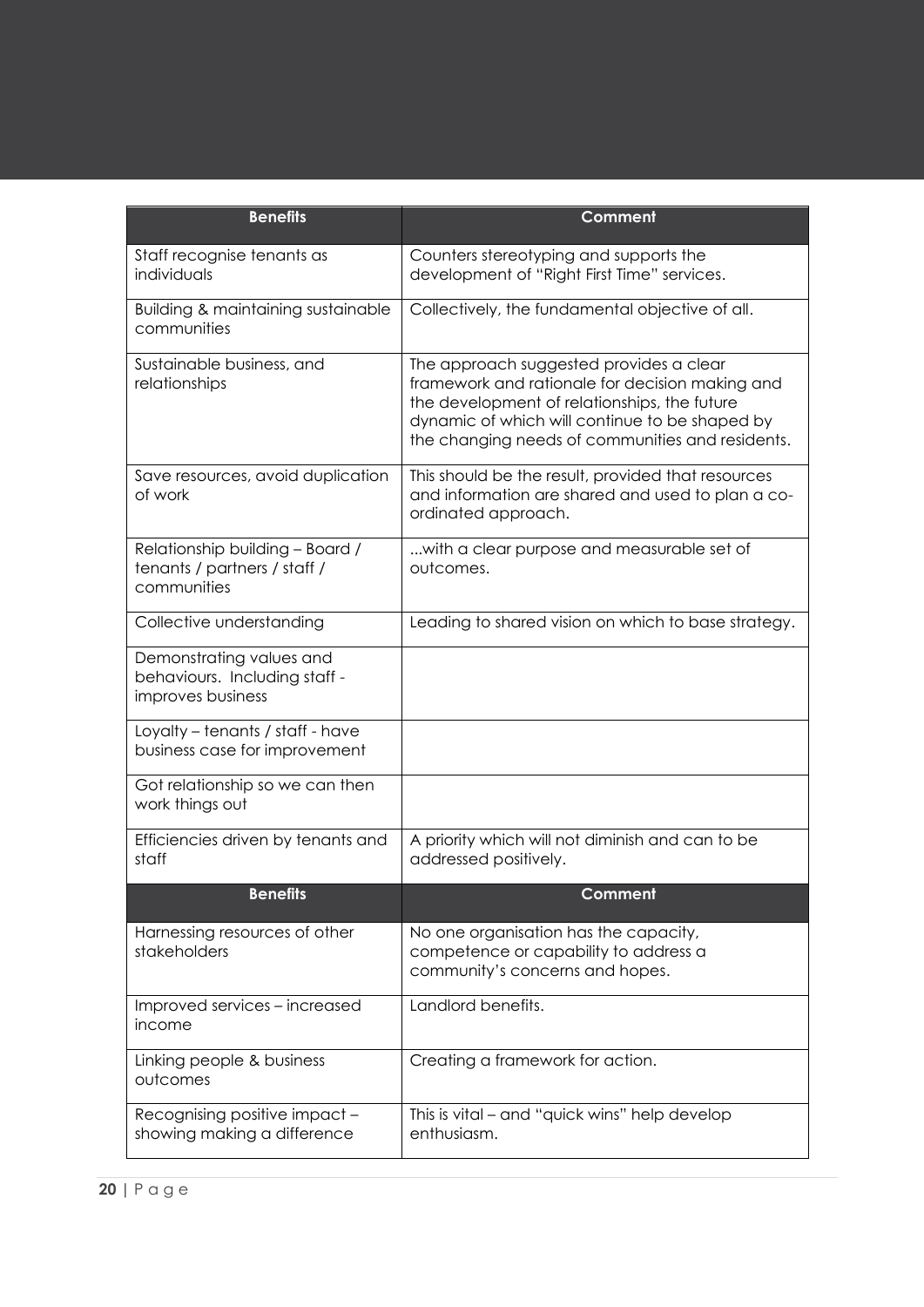| Benefits | Comment |
|---|---|
| Staff recognise tenants as individuals | Counters stereotyping and supports the development of "Right First Time" services. |
| Building & maintaining sustainable communities | Collectively, the fundamental objective of all. |
| Sustainable business, and relationships | The approach suggested provides a clear framework and rationale for decision making and the development of relationships, the future dynamic of which will continue to be shaped by the changing needs of communities and residents. |
| Save resources, avoid duplication of work | This should be the result, provided that resources and information are shared and used to plan a co-ordinated approach. |
| Relationship building – Board / tenants / partners / staff / communities | ...with a clear purpose and measurable set of outcomes. |
| Collective understanding | Leading to shared vision on which to base strategy. |
| Demonstrating values and behaviours. Including staff - improves business | |
| Loyalty – tenants / staff - have business case for improvement | |
| Got relationship so we can then work things out | |
| Efficiencies driven by tenants and staff | A priority which will not diminish and can to be addressed positively. |
| Harnessing resources of other stakeholders | No one organisation has the capacity, competence or capability to address a community's concerns and hopes. |
| Improved services – increased income | Landlord benefits. |
| Linking people & business outcomes | Creating a framework for action. |
| Recognising positive impact – showing making a difference | This is vital – and "quick wins" help develop enthusiasm. |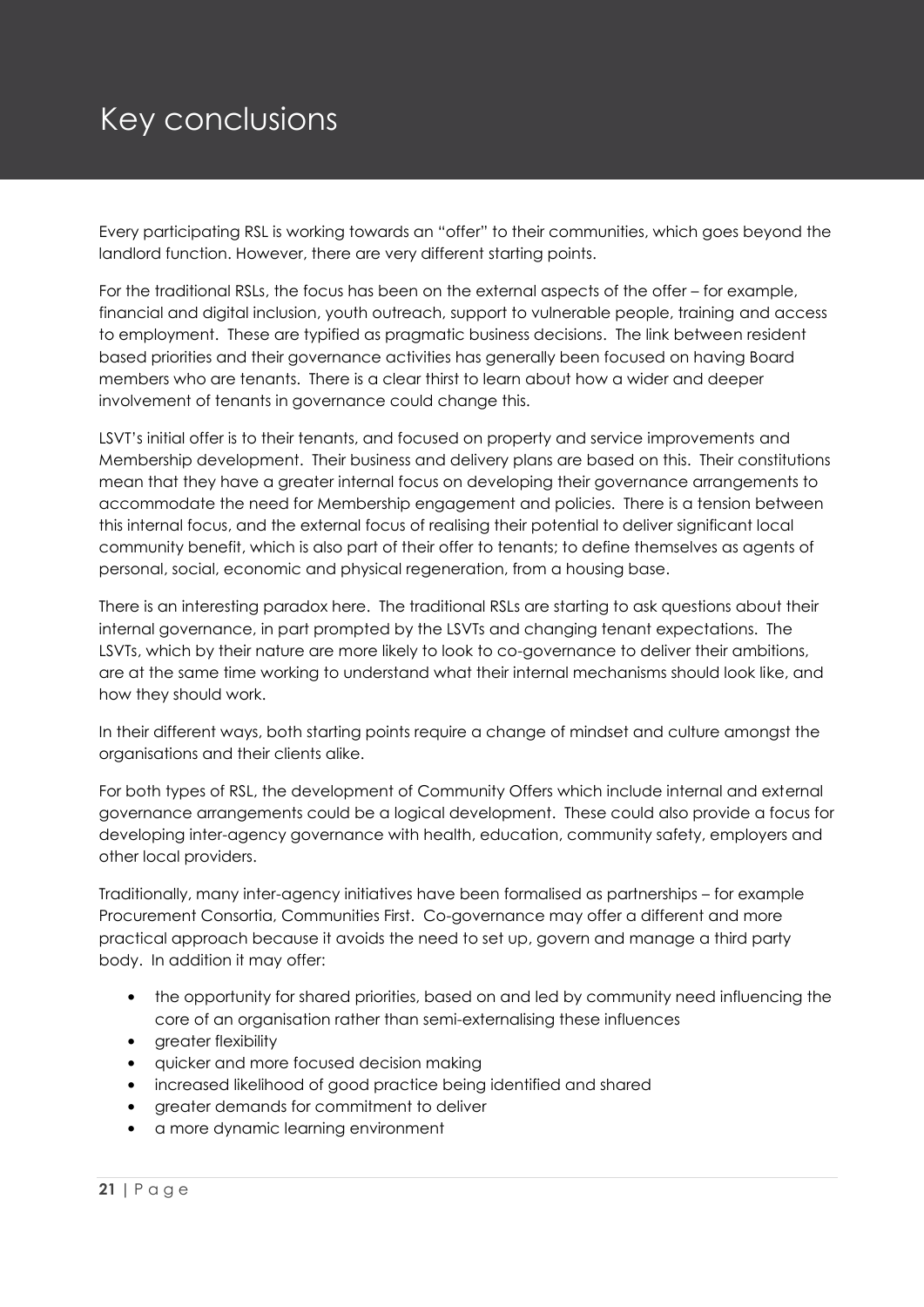# Key conclusions

Every participating RSL is working towards an "offer" to their communities, which goes beyond the landlord function. However, there are very different starting points.

For the traditional RSLs, the focus has been on the external aspects of the offer – for example, financial and digital inclusion, youth outreach, support to vulnerable people, training and access to employment. These are typified as pragmatic business decisions. The link between resident based priorities and their governance activities has generally been focused on having Board members who are tenants. There is a clear thirst to learn about how a wider and deeper involvement of tenants in governance could change this.

LSVT's initial offer is to their tenants, and focused on property and service improvements and Membership development. Their business and delivery plans are based on this. Their constitutions mean that they have a greater internal focus on developing their governance arrangements to accommodate the need for Membership engagement and policies. There is a tension between this internal focus, and the external focus of realising their potential to deliver significant local community benefit, which is also part of their offer to tenants; to define themselves as agents of personal, social, economic and physical regeneration, from a housing base.

There is an interesting paradox here. The traditional RSLs are starting to ask questions about their internal governance, in part prompted by the LSVTs and changing tenant expectations. The LSVTs, which by their nature are more likely to look to co-governance to deliver their ambitions, are at the same time working to understand what their internal mechanisms should look like, and how they should work.

In their different ways, both starting points require a change of mindset and culture amongst the organisations and their clients alike.

For both types of RSL, the development of Community Offers which include internal and external governance arrangements could be a logical development. These could also provide a focus for developing inter-agency governance with health, education, community safety, employers and other local providers.

Traditionally, many inter-agency initiatives have been formalised as partnerships – for example Procurement Consortia, Communities First. Co-governance may offer a different and more practical approach because it avoids the need to set up, govern and manage a third party body. In addition it may offer:

- the opportunity for shared priorities, based on and led by community need influencing the core of an organisation rather than semi-externalising these influences
- greater flexibility
- quicker and more focused decision making
- increased likelihood of good practice being identified and shared
- greater demands for commitment to deliver
- a more dynamic learning environment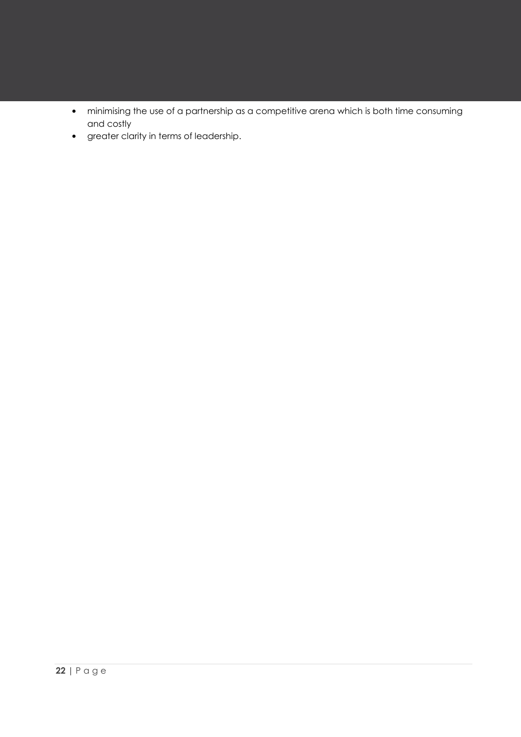- minimising the use of a partnership as a competitive arena which is both time consuming and costly
- greater clarity in terms of leadership.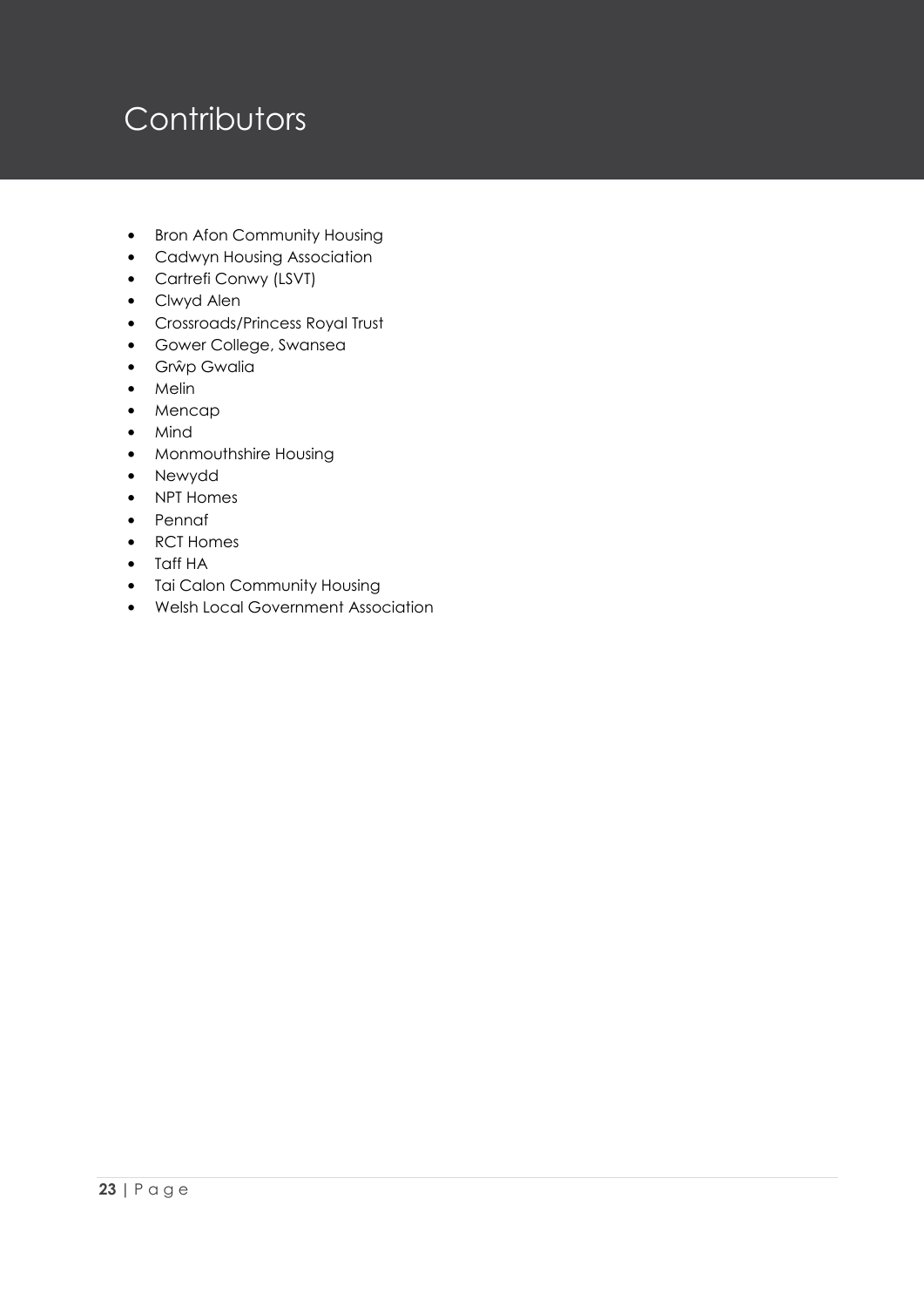# Contributors

- Bron Afon Community Housing
- Cadwyn Housing Association
- Cartrefi Conwy (LSVT)
- Clwyd Alen
- Crossroads/Princess Royal Trust
- Gower College, Swansea
- Grŵp Gwalia
- Melin
- Mencap
- Mind
- Monmouthshire Housing
- Newydd
- NPT Homes
- Pennaf
- RCT Homes
- Taff HA
- Tai Calon Community Housing
- Welsh Local Government Association